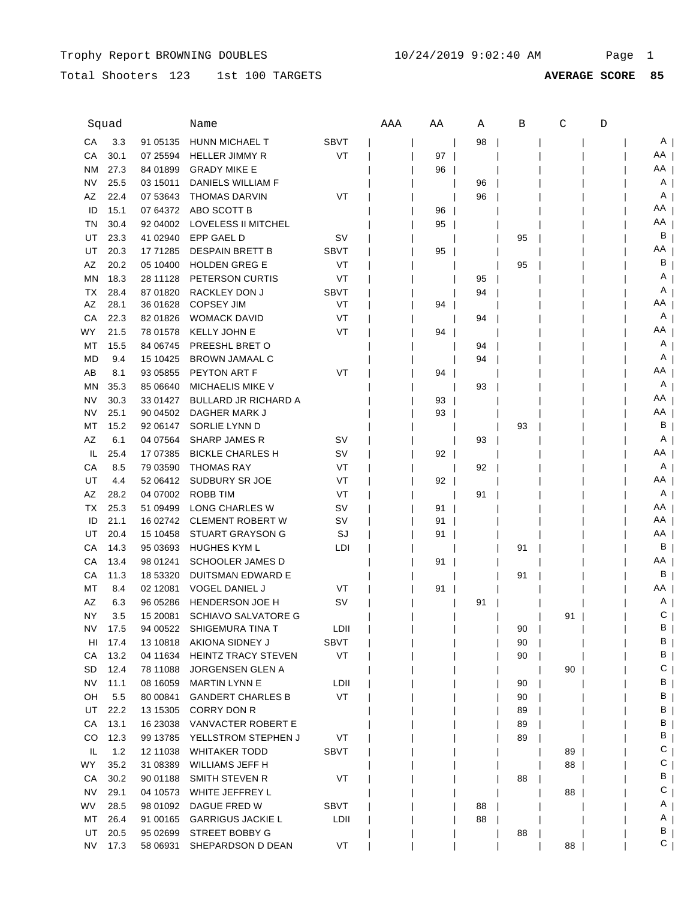Trophy Report BROWNING DOUBLES 10/24/2019 9:02:40 AM

Total Shooters 123 1st 100 TARGETS **AVERAGE SCORE 85**

| Squad | | | Name | | AAA | AA | A | B | C | D | |
|---|---|---|---|---|---|---|---|---|---|---|---|
| CA | 3.3 | 91 05135 | HUNN MICHAEL T | SBVT | | | 98 | | | | A |
| CA | 30.1 | 07 25594 | HELLER JIMMY R | VT | | 97 | | | | | AA |
| NM | 27.3 | 84 01899 | GRADY MIKE E | | | 96 | | | | | AA |
| NV | 25.5 | 03 15011 | DANIELS WILLIAM F | | | | 96 | | | | A |
| AZ | 22.4 | 07 53643 | THOMAS DARVIN | VT | | | 96 | | | | A |
| ID | 15.1 | 07 64372 | ABO SCOTT B | | | 96 | | | | | AA |
| TN | 30.4 | 92 04002 | LOVELESS II MITCHEL | | | 95 | | | | | AA |
| UT | 23.3 | 41 02940 | EPP GAEL D | SV | | | | 95 | | | B |
| UT | 20.3 | 17 71285 | DESPAIN BRETT B | SBVT | | 95 | | | | | AA |
| AZ | 20.2 | 05 10400 | HOLDEN GREG E | VT | | | | 95 | | | B |
| MN | 18.3 | 28 11128 | PETERSON CURTIS | VT | | | 95 | | | | A |
| TX | 28.4 | 87 01820 | RACKLEY DON J | SBVT | | | 94 | | | | A |
| AZ | 28.1 | 36 01628 | COPSEY JIM | VT | | 94 | | | | | AA |
| CA | 22.3 | 82 01826 | WOMACK DAVID | VT | | | 94 | | | | A |
| WY | 21.5 | 78 01578 | KELLY JOHN E | VT | | 94 | | | | | AA |
| MT | 15.5 | 84 06745 | PREESHL BRET O | | | | 94 | | | | A |
| MD | 9.4 | 15 10425 | BROWN JAMAAL C | | | | 94 | | | | A |
| AB | 8.1 | 93 05855 | PEYTON ART F | VT | | 94 | | | | | AA |
| MN | 35.3 | 85 06640 | MICHAELIS MIKE V | | | | 93 | | | | A |
| NV | 30.3 | 33 01427 | BULLARD JR RICHARD A | | | 93 | | | | | AA |
| NV | 25.1 | 90 04502 | DAGHER MARK J | | | 93 | | | | | AA |
| MT | 15.2 | 92 06147 | SORLIE LYNN D | | | | | 93 | | | B |
| AZ | 6.1 | 04 07564 | SHARP JAMES R | SV | | | 93 | | | | A |
| IL | 25.4 | 17 07385 | BICKLE CHARLES H | SV | | 92 | | | | | AA |
| CA | 8.5 | 79 03590 | THOMAS RAY | VT | | | 92 | | | | A |
| UT | 4.4 | 52 06412 | SUDBURY SR JOE | VT | | 92 | | | | | AA |
| AZ | 28.2 | 04 07002 | ROBB TIM | VT | | | 91 | | | | A |
| TX | 25.3 | 51 09499 | LONG CHARLES W | SV | | 91 | | | | | AA |
| ID | 21.1 | 16 02742 | CLEMENT ROBERT W | SV | | 91 | | | | | AA |
| UT | 20.4 | 15 10458 | STUART GRAYSON G | SJ | | 91 | | | | | AA |
| CA | 14.3 | 95 03693 | HUGHES KYM L | LDI | | | | 91 | | | B |
| CA | 13.4 | 98 01241 | SCHOOLER JAMES D | | | 91 | | | | | AA |
| CA | 11.3 | 18 53320 | DUITSMAN EDWARD E | | | | | 91 | | | B |
| MT | 8.4 | 02 12081 | VOGEL DANIEL J | VT | | 91 | | | | | AA |
| AZ | 6.3 | 96 05286 | HENDERSON JOE H | SV | | | 91 | | | | A |
| NY | 3.5 | 15 20081 | SCHIAVO SALVATORE G | | | | | | 91 | | C |
| NV | 17.5 | 94 00522 | SHIGEMURA TINA T | LDII | | | | 90 | | | B |
| HI | 17.4 | 13 10818 | AKIONA SIDNEY J | SBVT | | | | 90 | | | B |
| CA | 13.2 | 04 11634 | HEINTZ TRACY STEVEN | VT | | | | 90 | | | B |
| SD | 12.4 | 78 11088 | JORGENSEN GLEN A | | | | | | 90 | | C |
| NV | 11.1 | 08 16059 | MARTIN LYNN E | LDII | | | | 90 | | | B |
| OH | 5.5 | 80 00841 | GANDERT CHARLES B | VT | | | | 90 | | | B |
| UT | 22.2 | 13 15305 | CORRY DON R | | | | | 89 | | | B |
| CA | 13.1 | 16 23038 | VANVACTER ROBERT E | | | | | 89 | | | B |
| CO | 12.3 | 99 13785 | YELLSTROM STEPHEN J | VT | | | | 89 | | | B |
| IL | 1.2 | 12 11038 | WHITAKER TODD | SBVT | | | | | 89 | | C |
| WY | 35.2 | 31 08389 | WILLIAMS JEFF H | | | | | | 88 | | C |
| CA | 30.2 | 90 01188 | SMITH STEVEN R | VT | | | | 88 | | | B |
| NV | 29.1 | 04 10573 | WHITE JEFFREY L | | | | | | 88 | | C |
| WV | 28.5 | 98 01092 | DAGUE FRED W | SBVT | | | 88 | | | | A |
| MT | 26.4 | 91 00165 | GARRIGUS JACKIE L | LDII | | | 88 | | | | A |
| UT | 20.5 | 95 02699 | STREET BOBBY G | | | | | 88 | | | B |
| NV | 17.3 | 58 06931 | SHEPARDSON D DEAN | VT | | | | | 88 | | C |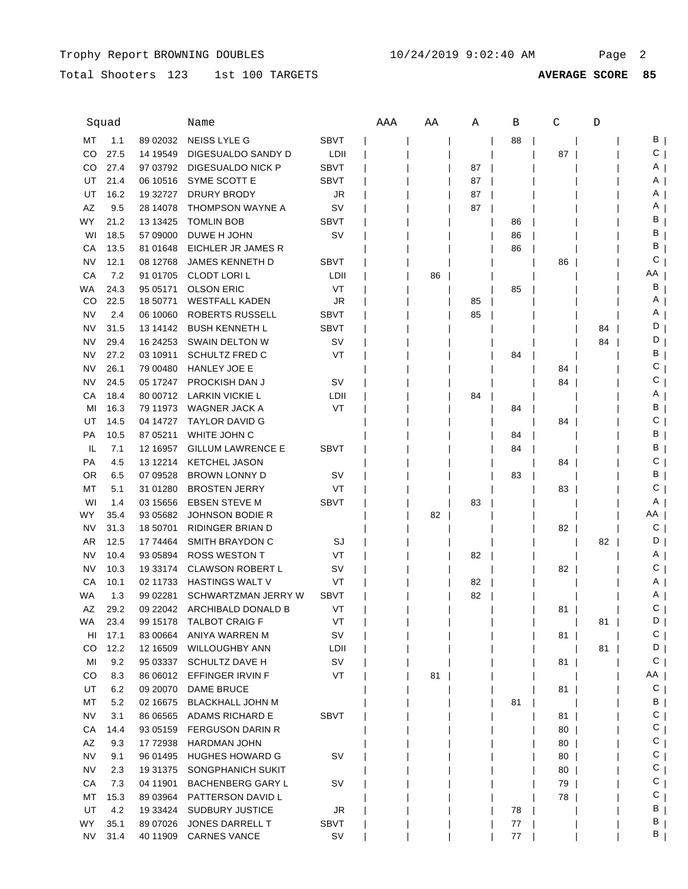Trophy Report BROWNING DOUBLES 10/24/2019 9:02:40 AM

Total Shooters 123 1st 100 TARGETS **AVERAGE SCORE 85**

| Squad | | | Name | | AAA | AA | A | B | C | D | |
|---|---|---|---|---|---|---|---|---|---|---|---|
| MT | 1.1 | 89 02032 | NEISS LYLE G | SBVT | | | | 88 | | | B |
| CO | 27.5 | 14 19549 | DIGESUALDO SANDY D | LDII | | | | | 87 | | C |
| CO | 27.4 | 97 03792 | DIGESUALDO NICK P | SBVT | | | 87 | | | | A |
| UT | 21.4 | 06 10516 | SYME SCOTT E | SBVT | | | 87 | | | | A |
| UT | 16.2 | 19 32727 | DRURY BRODY | JR | | | 87 | | | | A |
| AZ | 9.5 | 28 14078 | THOMPSON WAYNE A | SV | | | 87 | | | | A |
| WY | 21.2 | 13 13425 | TOMLIN BOB | SBVT | | | | 86 | | | B |
| WI | 18.5 | 57 09000 | DUWE H JOHN | SV | | | | 86 | | | B |
| CA | 13.5 | 81 01648 | EICHLER JR JAMES R | | | | | 86 | | | B |
| NV | 12.1 | 08 12768 | JAMES KENNETH D | SBVT | | | | | 86 | | C |
| CA | 7.2 | 91 01705 | CLODT LORI L | LDII | | 86 | | | | | AA |
| WA | 24.3 | 95 05171 | OLSON ERIC | VT | | | | 85 | | | B |
| CO | 22.5 | 18 50771 | WESTFALL KADEN | JR | | | 85 | | | | A |
| NV | 2.4 | 06 10060 | ROBERTS RUSSELL | SBVT | | | 85 | | | | A |
| NV | 31.5 | 13 14142 | BUSH KENNETH L | SBVT | | | | | | 84 | D |
| NV | 29.4 | 16 24253 | SWAIN DELTON W | SV | | | | | | 84 | D |
| NV | 27.2 | 03 10911 | SCHULTZ FRED C | VT | | | | 84 | | | B |
| NV | 26.1 | 79 00480 | HANLEY JOE E | | | | | | 84 | | C |
| NV | 24.5 | 05 17247 | PROCKISH DAN J | SV | | | | | 84 | | C |
| CA | 18.4 | 80 00712 | LARKIN VICKIE L | LDII | | | 84 | | | | A |
| MI | 16.3 | 79 11973 | WAGNER JACK A | VT | | | | 84 | | | B |
| UT | 14.5 | 04 14727 | TAYLOR DAVID G | | | | | | 84 | | C |
| PA | 10.5 | 87 05211 | WHITE JOHN C | | | | | 84 | | | B |
| IL | 7.1 | 12 16957 | GILLUM LAWRENCE E | SBVT | | | | 84 | | | B |
| PA | 4.5 | 13 12214 | KETCHEL JASON | | | | | | 84 | | C |
| OR | 6.5 | 07 09528 | BROWN LONNY D | SV | | | | 83 | | | B |
| MT | 5.1 | 31 01280 | BROSTEN JERRY | VT | | | | | 83 | | C |
| WI | 1.4 | 03 15656 | EBSEN STEVE M | SBVT | | | 83 | | | | A |
| WY | 35.4 | 93 05682 | JOHNSON BODIE R | | | 82 | | | | | AA |
| NV | 31.3 | 18 50701 | RIDINGER BRIAN D | | | | | | 82 | | C |
| AR | 12.5 | 17 74464 | SMITH BRAYDON C | SJ | | | | | | 82 | D |
| NV | 10.4 | 93 05894 | ROSS WESTON T | VT | | | 82 | | | | A |
| NV | 10.3 | 19 33174 | CLAWSON ROBERT L | SV | | | | | 82 | | C |
| CA | 10.1 | 02 11733 | HASTINGS WALT V | VT | | | 82 | | | | A |
| WA | 1.3 | 99 02281 | SCHWARTZMAN JERRY W | SBVT | | | 82 | | | | A |
| AZ | 29.2 | 09 22042 | ARCHIBALD DONALD B | VT | | | | | 81 | | C |
| WA | 23.4 | 99 15178 | TALBOT CRAIG F | VT | | | | | | 81 | D |
| HI | 17.1 | 83 00664 | ANIYA WARREN M | SV | | | | | 81 | | C |
| CO | 12.2 | 12 16509 | WILLOUGHBY ANN | LDII | | | | | | 81 | D |
| MI | 9.2 | 95 03337 | SCHULTZ DAVE H | SV | | | | | 81 | | C |
| CO | 8.3 | 86 06012 | EFFINGER IRVIN F | VT | | 81 | | | | | AA |
| UT | 6.2 | 09 20070 | DAME BRUCE | | | | | | 81 | | C |
| MT | 5.2 | 02 16675 | BLACKHALL JOHN M | | | | | 81 | | | B |
| NV | 3.1 | 86 06565 | ADAMS RICHARD E | SBVT | | | | | 81 | | C |
| CA | 14.4 | 93 05159 | FERGUSON DARIN R | | | | | | 80 | | C |
| AZ | 9.3 | 17 72938 | HARDMAN JOHN | | | | | | 80 | | C |
| NV | 9.1 | 96 01495 | HUGHES HOWARD G | SV | | | | | 80 | | C |
| NV | 2.3 | 19 31375 | SONGPHANICH SUKIT | | | | | | 80 | | C |
| CA | 7.3 | 04 11901 | BACHENBERG GARY L | SV | | | | | 79 | | C |
| MT | 15.3 | 89 03964 | PATTERSON DAVID L | | | | | | 78 | | C |
| UT | 4.2 | 19 33424 | SUDBURY JUSTICE | JR | | | | 78 | | | B |
| WY | 35.1 | 89 07026 | JONES DARRELL T | SBVT | | | | 77 | | | B |
| NV | 31.4 | 40 11909 | CARNES VANCE | SV | | | | 77 | | | B |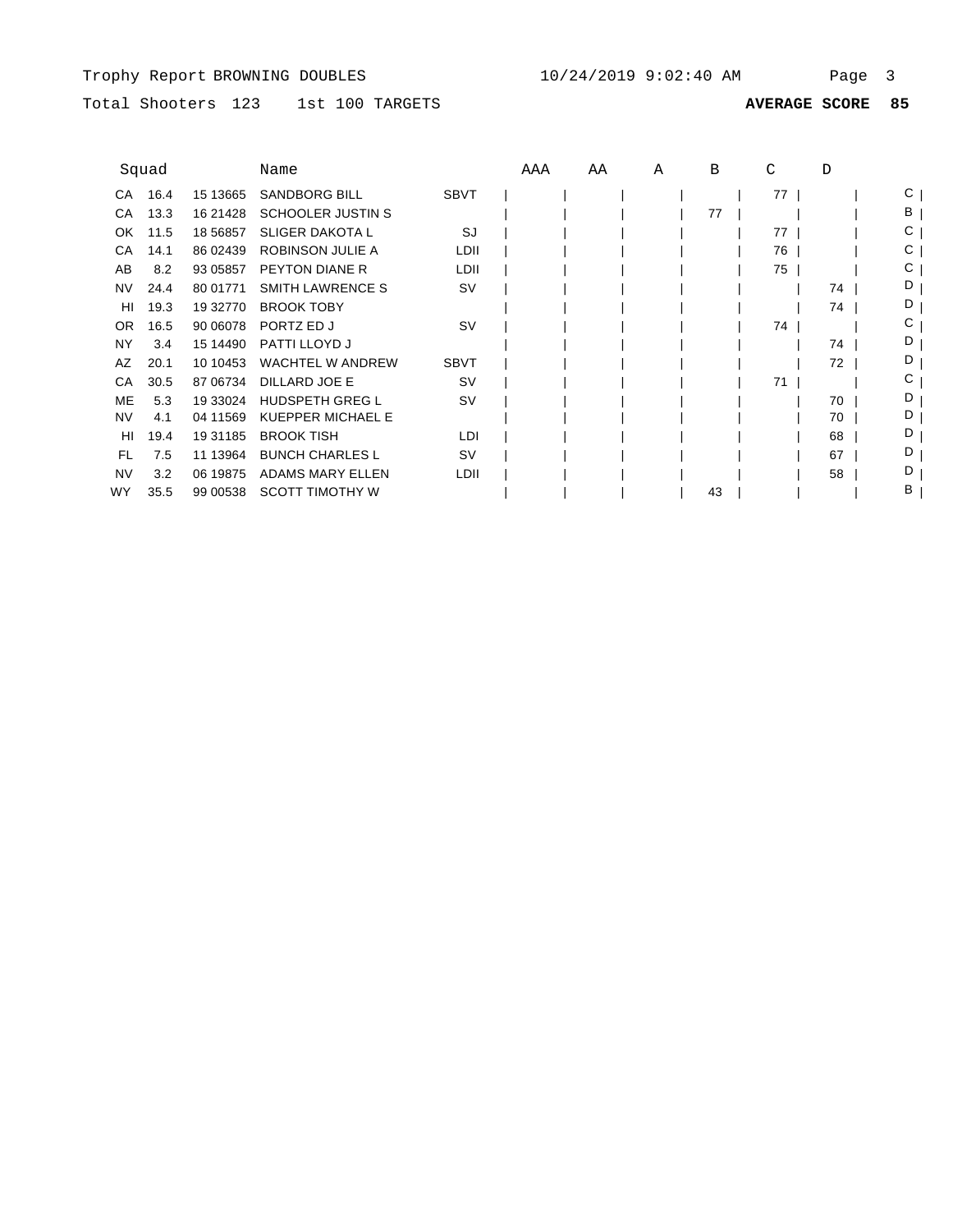Trophy Report BROWNING DOUBLES 10/24/2019 9:02:40 AM

Total Shooters 123 1st 100 TARGETS **AVERAGE SCORE 85**

| Squad | | | Name | | AAA | AA | A | B | C | D | |
|---|---|---|---|---|---|---|---|---|---|---|---|
| CA | 16.4 | 15 13665 | SANDBORG BILL | SBVT | | | | | 77 | | C |
| CA | 13.3 | 16 21428 | SCHOOLER JUSTIN S | | | | | 77 | | | B |
| OK | 11.5 | 18 56857 | SLIGER DAKOTA L | SJ | | | | | 77 | | C |
| CA | 14.1 | 86 02439 | ROBINSON JULIE A | LDII | | | | | 76 | | C |
| AB | 8.2 | 93 05857 | PEYTON DIANE R | LDII | | | | | 75 | | C |
| NV | 24.4 | 80 01771 | SMITH LAWRENCE S | SV | | | | | | 74 | D |
| HI | 19.3 | 19 32770 | BROOK TOBY | | | | | | | 74 | D |
| OR | 16.5 | 90 06078 | PORTZ ED J | SV | | | | | 74 | | C |
| NY | 3.4 | 15 14490 | PATTI LLOYD J | | | | | | | 74 | D |
| AZ | 20.1 | 10 10453 | WACHTEL W ANDREW | SBVT | | | | | | 72 | D |
| CA | 30.5 | 87 06734 | DILLARD JOE E | SV | | | | | 71 | | C |
| ME | 5.3 | 19 33024 | HUDSPETH GREG L | SV | | | | | | 70 | D |
| NV | 4.1 | 04 11569 | KUEPPER MICHAEL E | | | | | | | 70 | D |
| HI | 19.4 | 19 31185 | BROOK TISH | LDI | | | | | | 68 | D |
| FL | 7.5 | 11 13964 | BUNCH CHARLES L | SV | | | | | | 67 | D |
| NV | 3.2 | 06 19875 | ADAMS MARY ELLEN | LDII | | | | | | 58 | D |
| WY | 35.5 | 99 00538 | SCOTT TIMOTHY W | | | | | 43 | | | B |